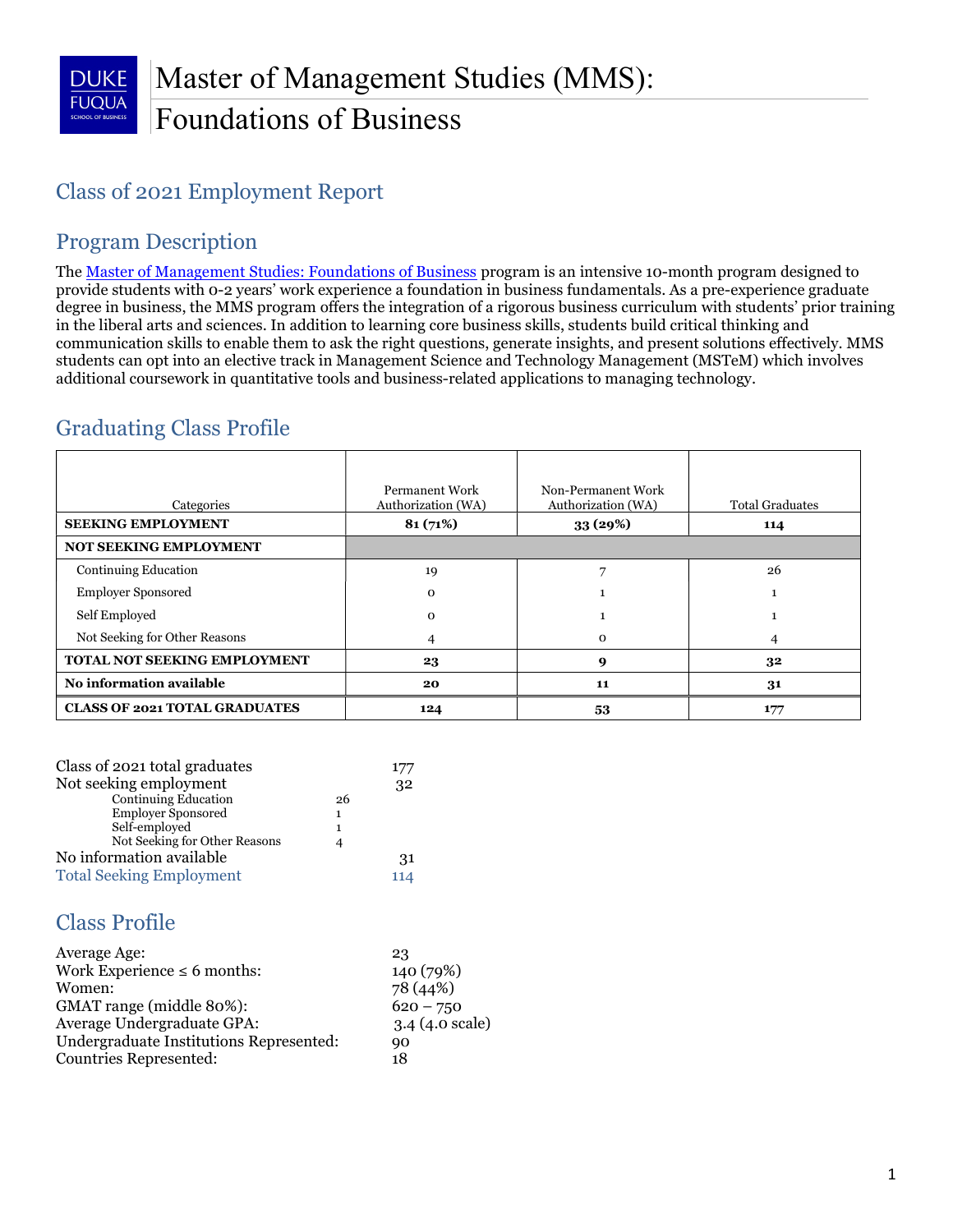# Master of Management Studies (MMS): Foundations of Business

## Class of 2021 Employment Report

## Program Description

The Master of Management Studies: Foundations of Business program is an intensive 10-month program designed to provide students with 0-2 years' work experience a foundation in business fundamentals. As a pre-experience graduate degree in business, the MMS program offers the integration of a rigorous business curriculum with students' prior training in the liberal arts and sciences. In addition to learning core business skills, students build critical thinking and communication skills to enable them to ask the right questions, generate insights, and present solutions effectively. MMS students can opt into an elective track in Management Science and Technology Management (MSTeM) which involves additional coursework in quantitative tools and business-related applications to managing technology.

## Graduating Class Profile

| Categories | Permanent Work Authorization (WA) | Non-Permanent Work Authorization (WA) | Total Graduates |
|---|---|---|---|
| **SEEKING EMPLOYMENT** | **81 (71%)** | **33 (29%)** | **114** |
| **NOT SEEKING EMPLOYMENT** | | | |
| Continuing Education | 19 | 7 | 26 |
| Employer Sponsored | 0 | 1 | 1 |
| Self Employed | 0 | 1 | 1 |
| Not Seeking for Other Reasons | 4 | 0 | 4 |
| **TOTAL NOT SEEKING EMPLOYMENT** | **23** | **9** | **32** |
| **No information available** | **20** | **11** | **31** |
| **CLASS OF 2021 TOTAL GRADUATES** | **124** | **53** | **177** |

| | | |
|---|---|---|
| Class of 2021 total graduates | | 177 |
| Not seeking employment | | 32 |
| Continuing Education | 26 | |
| Employer Sponsored | 1 | |
| Self-employed | 1 | |
| Not Seeking for Other Reasons | 4 | |
| No information available | | 31 |
| Total Seeking Employment | | 114 |

## Class Profile

| | |
|---|---|
| Average Age: | 23 |
| Work Experience ≤ 6 months: | 140 (79%) |
| Women: | 78 (44%) |
| GMAT range (middle 80%): | 620 – 750 |
| Average Undergraduate GPA: | 3.4 (4.0 scale) |
| Undergraduate Institutions Represented: | 90 |
| Countries Represented: | 18 |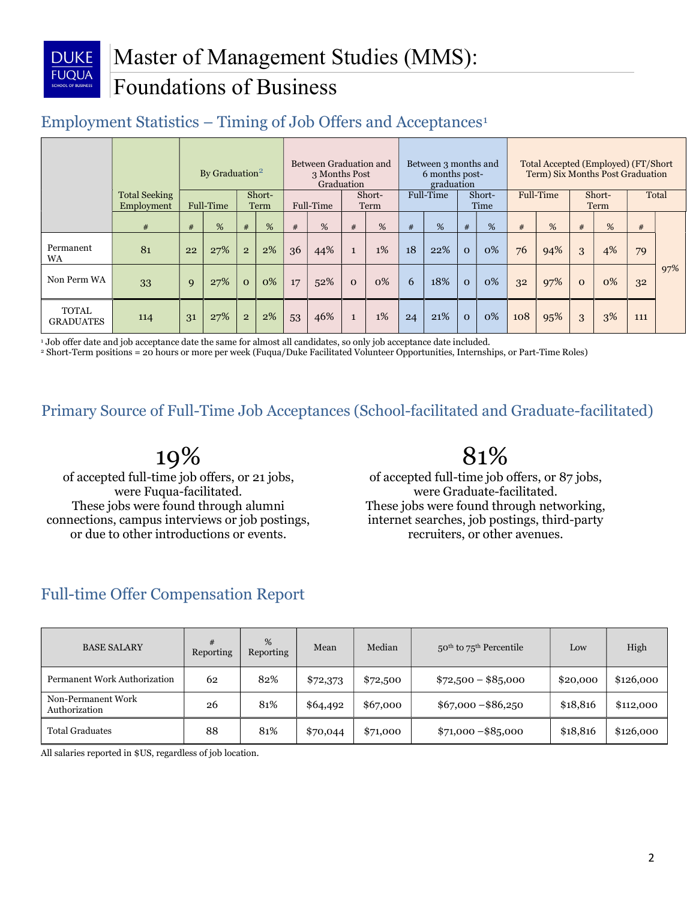# Master of Management Studies (MMS): Foundations of Business

## Employment Statistics – Timing of Job Offers and Acceptances[1]

| | Total Seeking Employment | By Graduation[2] | | | | Between Graduation and 3 Months Post Graduation | | | | Between 3 months and 6 months post-graduation | | | | Total Accepted (Employed) (FT/Short Term) Six Months Post Graduation | | | | | |
|---|---|---|---|---|---|---|---|---|---|---|---|---|---|---|---|---|---|---|---|
| | | Full-Time | | Short-Term | | Full-Time | | Short-Term | | Full-Time | | Short-Time | | Full-Time | | Short-Term | | Total | |
| | # | # | % | # | % | # | % | # | % | # | % | # | % | # | % | # | % | # | |
| Permanent WA | 81 | 22 | 27% | 2 | 2% | 36 | 44% | 1 | 1% | 18 | 22% | 0 | 0% | 76 | 94% | 3 | 4% | 79 | 97% |
| Non Perm WA | 33 | 9 | 27% | 0 | 0% | 17 | 52% | 0 | 0% | 6 | 18% | 0 | 0% | 32 | 97% | 0 | 0% | 32 | |
| TOTAL GRADUATES | 114 | 31 | 27% | 2 | 2% | 53 | 46% | 1 | 1% | 24 | 21% | 0 | 0% | 108 | 95% | 3 | 3% | 111 | |

[1] Job offer date and job acceptance date the same for almost all candidates, so only job acceptance date included.
[2] Short-Term positions = 20 hours or more per week (Fuqua/Duke Facilitated Volunteer Opportunities, Internships, or Part-Time Roles)

## Primary Source of Full-Time Job Acceptances (School-facilitated and Graduate-facilitated)

**19%**
of accepted full-time job offers, or 21 jobs, were Fuqua-facilitated. These jobs were found through alumni connections, campus interviews or job postings, or due to other introductions or events.

**81%**
of accepted full-time job offers, or 87 jobs, were Graduate-facilitated. These jobs were found through networking, internet searches, job postings, third-party recruiters, or other avenues.

## Full-time Offer Compensation Report

| BASE SALARY | # Reporting | % Reporting | Mean | Median | 50th to 75th Percentile | Low | High |
|---|---|---|---|---|---|---|---|
| Permanent Work Authorization | 62 | 82% | $72,373 | $72,500 | $72,500 – $85,000 | $20,000 | $126,000 |
| Non-Permanent Work Authorization | 26 | 81% | $64,492 | $67,000 | $67,000 –$86,250 | $18,816 | $112,000 |
| Total Graduates | 88 | 81% | $70,044 | $71,000 | $71,000 –$85,000 | $18,816 | $126,000 |

All salaries reported in $US, regardless of job location.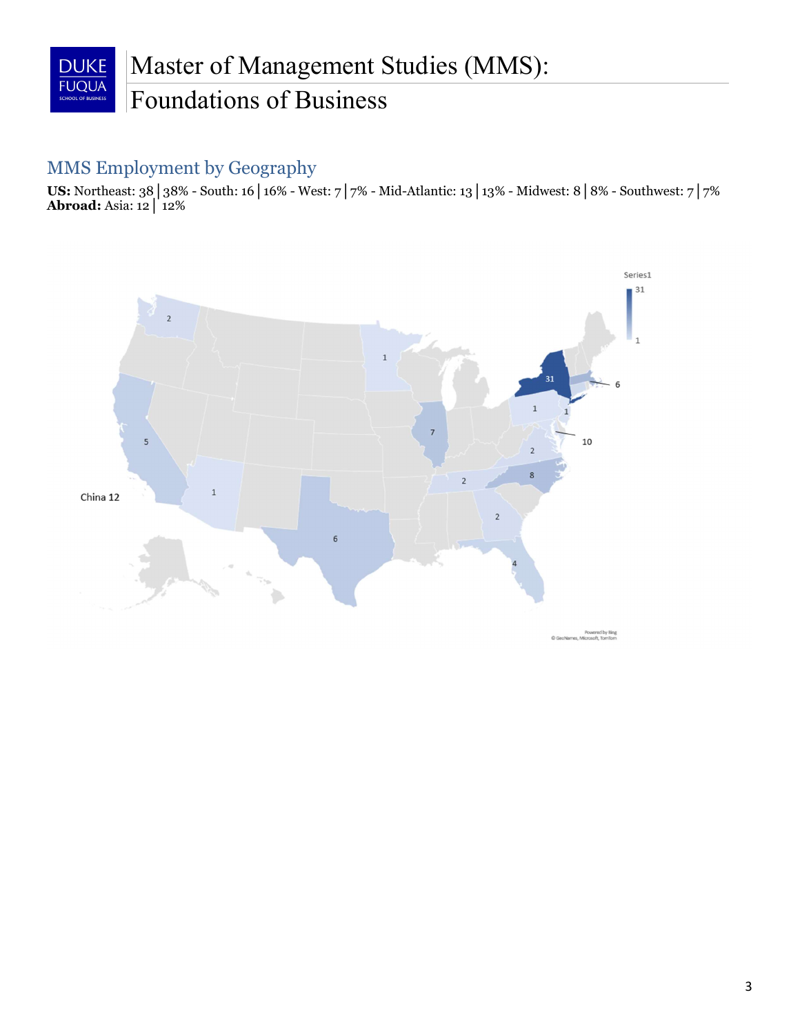# Master of Management Studies (MMS): Foundations of Business

## MMS Employment by Geography

**US:** Northeast: 38 | 38% - South: 16 | 16% - West: 7 | 7% - Mid-Atlantic: 13 | 13% - Midwest: 8 | 8% - Southwest: 7 | 7%
**Abroad:** Asia: 12 | 12%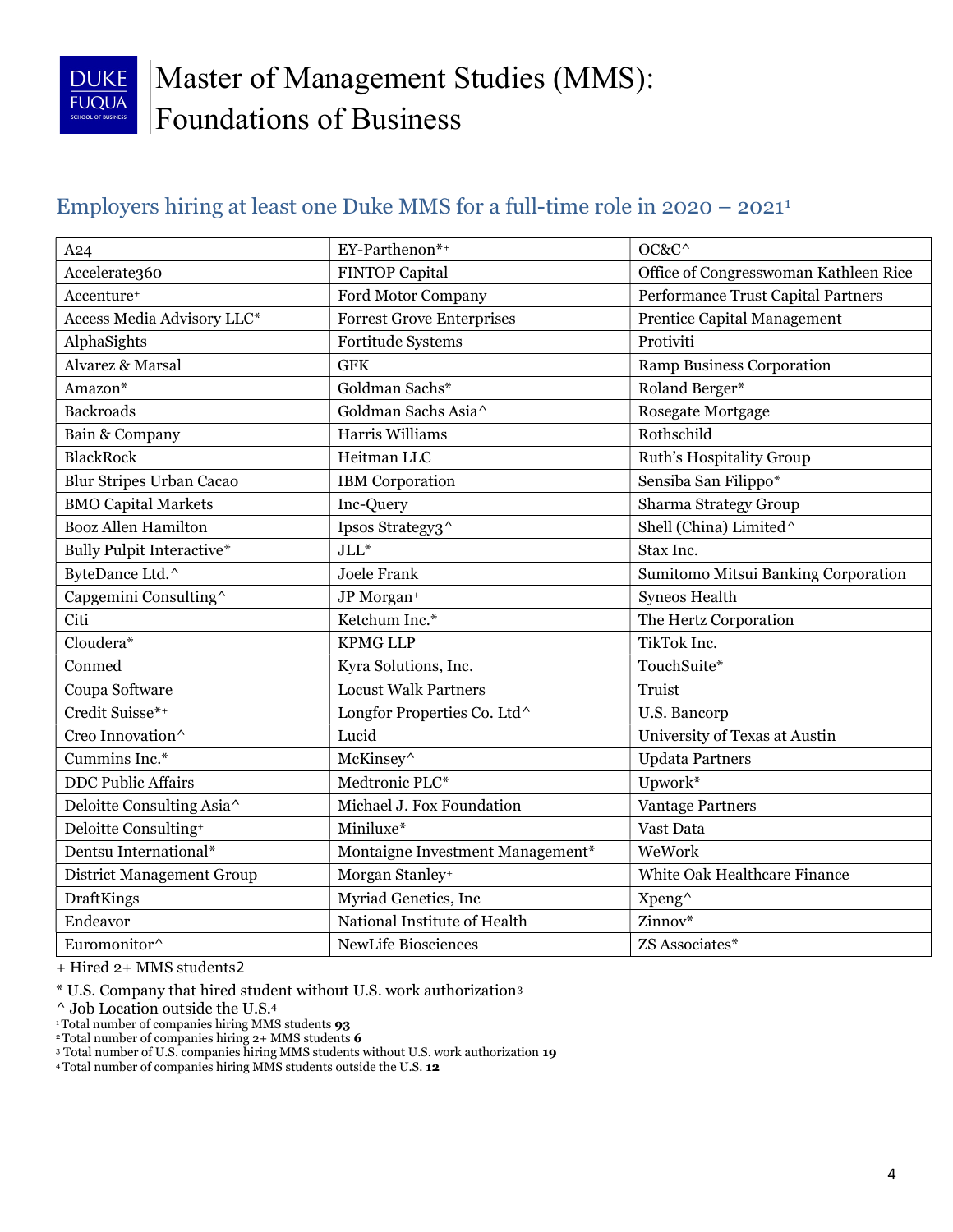# Master of Management Studies (MMS): Foundations of Business

## Employers hiring at least one Duke MMS for a full-time role in 2020 – 2021[1]

| | | |
|---|---|---|
| A24 | EY-Parthenon*+ | OC&C^ |
| Accelerate360 | FINTOP Capital | Office of Congresswoman Kathleen Rice |
| Accenture+ | Ford Motor Company | Performance Trust Capital Partners |
| Access Media Advisory LLC* | Forrest Grove Enterprises | Prentice Capital Management |
| AlphaSights | Fortitude Systems | Protiviti |
| Alvarez & Marsal | GFK | Ramp Business Corporation |
| Amazon* | Goldman Sachs* | Roland Berger* |
| Backroads | Goldman Sachs Asia^ | Rosegate Mortgage |
| Bain & Company | Harris Williams | Rothschild |
| BlackRock | Heitman LLC | Ruth's Hospitality Group |
| Blur Stripes Urban Cacao | IBM Corporation | Sensiba San Filippo* |
| BMO Capital Markets | Inc-Query | Sharma Strategy Group |
| Booz Allen Hamilton | Ipsos Strategy3^ | Shell (China) Limited^ |
| Bully Pulpit Interactive* | JLL* | Stax Inc. |
| ByteDance Ltd.^ | Joele Frank | Sumitomo Mitsui Banking Corporation |
| Capgemini Consulting^ | JP Morgan+ | Syneos Health |
| Citi | Ketchum Inc.* | The Hertz Corporation |
| Cloudera* | KPMG LLP | TikTok Inc. |
| Conmed | Kyra Solutions, Inc. | TouchSuite* |
| Coupa Software | Locust Walk Partners | Truist |
| Credit Suisse*+ | Longfor Properties Co. Ltd^ | U.S. Bancorp |
| Creo Innovation^ | Lucid | University of Texas at Austin |
| Cummins Inc.* | McKinsey^ | Updata Partners |
| DDC Public Affairs | Medtronic PLC* | Upwork* |
| Deloitte Consulting Asia^ | Michael J. Fox Foundation | Vantage Partners |
| Deloitte Consulting+ | Miniluxe* | Vast Data |
| Dentsu International* | Montaigne Investment Management* | WeWork |
| District Management Group | Morgan Stanley+ | White Oak Healthcare Finance |
| DraftKings | Myriad Genetics, Inc | Xpeng^ |
| Endeavor | National Institute of Health | Zinnov* |
| Euromonitor^ | NewLife Biosciences | ZS Associates* |

+ Hired 2+ MMS students[2]

* U.S. Company that hired student without U.S. work authorization[3]

^ Job Location outside the U.S.[4]

[1] Total number of companies hiring MMS students **93**

[2] Total number of companies hiring 2+ MMS students **6**

[3] Total number of U.S. companies hiring MMS students without U.S. work authorization **19**

[4] Total number of companies hiring MMS students outside the U.S. **12**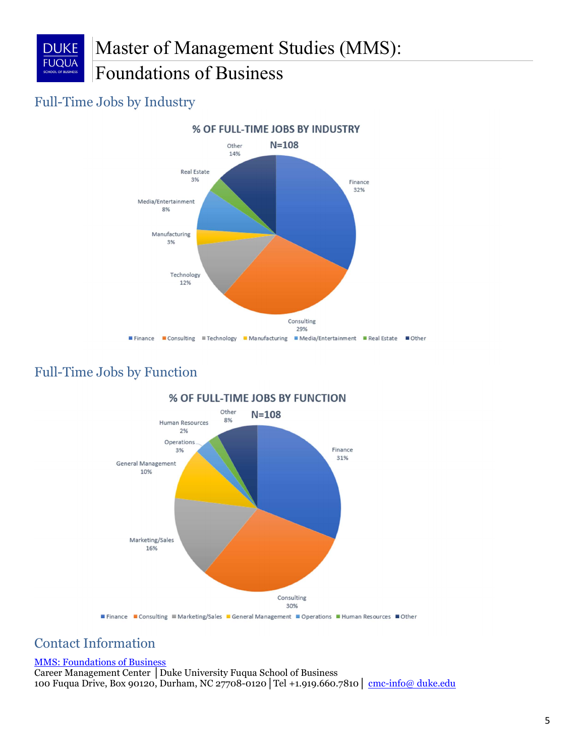# Master of Management Studies (MMS): Foundations of Business

## Full-Time Jobs by Industry

% OF FULL-TIME JOBS BY INDUSTRY

N=108

Finance 32%
Consulting 29%
Technology 12%
Manufacturing 3%
Media/Entertainment 8%
Real Estate 3%
Other 14%

Finance, Consulting, Technology, Manufacturing, Media/Entertainment, Real Estate, Other

## Full-Time Jobs by Function

% OF FULL-TIME JOBS BY FUNCTION

N=108

Finance 31%
Consulting 30%
Marketing/Sales 16%
General Management 10%
Operations 3%
Human Resources 2%
Other 8%

Finance, Consulting, Marketing/Sales, General Management, Operations, Human Resources, Other

## Contact Information

[MMS: Foundations of Business](MMS: Foundations of Business)
Career Management Center │Duke University Fuqua School of Business
100 Fuqua Drive, Box 90120, Durham, NC 27708-0120│Tel +1.919.660.7810│ cmc-info@ duke.edu